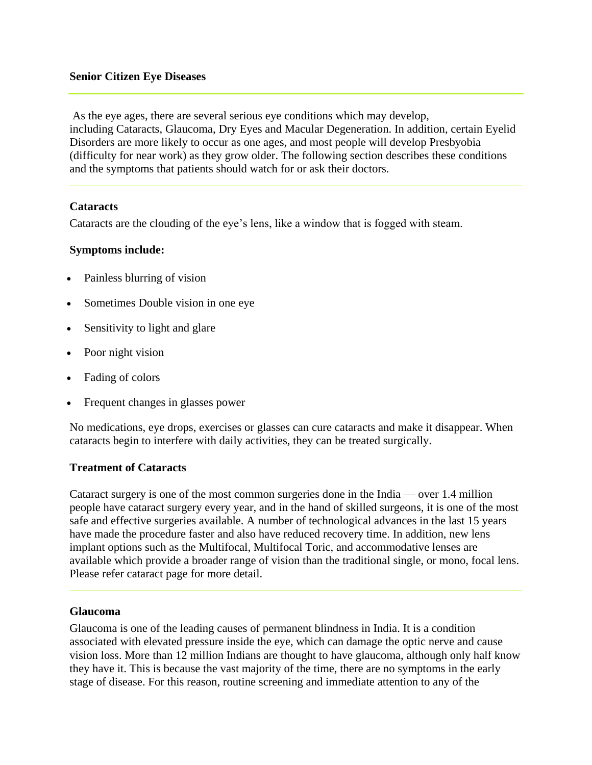**Senior Citizen Eye Diseases**

---

As the eye ages, there are several serious eye conditions which may develop, including Cataracts, Glaucoma, Dry Eyes and Macular Degeneration. In addition, certain Eyelid Disorders are more likely to occur as one ages, and most people will develop Presbyobia (difficulty for near work) as they grow older. The following section describes these conditions and the symptoms that patients should watch for or ask their doctors.

---

**Cataracts**

Cataracts are the clouding of the eye's lens, like a window that is fogged with steam.

**Symptoms include:**

- Painless blurring of vision
- Sometimes Double vision in one eye
- Sensitivity to light and glare
- Poor night vision
- Fading of colors
- Frequent changes in glasses power

No medications, eye drops, exercises or glasses can cure cataracts and make it disappear. When cataracts begin to interfere with daily activities, they can be treated surgically.

**Treatment of Cataracts**

Cataract surgery is one of the most common surgeries done in the India — over 1.4 million people have cataract surgery every year, and in the hand of skilled surgeons, it is one of the most safe and effective surgeries available. A number of technological advances in the last 15 years have made the procedure faster and also have reduced recovery time. In addition, new lens implant options such as the Multifocal, Multifocal Toric, and accommodative lenses are available which provide a broader range of vision than the traditional single, or mono, focal lens. Please refer cataract page for more detail.

---

**Glaucoma**

Glaucoma is one of the leading causes of permanent blindness in India. It is a condition associated with elevated pressure inside the eye, which can damage the optic nerve and cause vision loss. More than 12 million Indians are thought to have glaucoma, although only half know they have it. This is because the vast majority of the time, there are no symptoms in the early stage of disease. For this reason, routine screening and immediate attention to any of the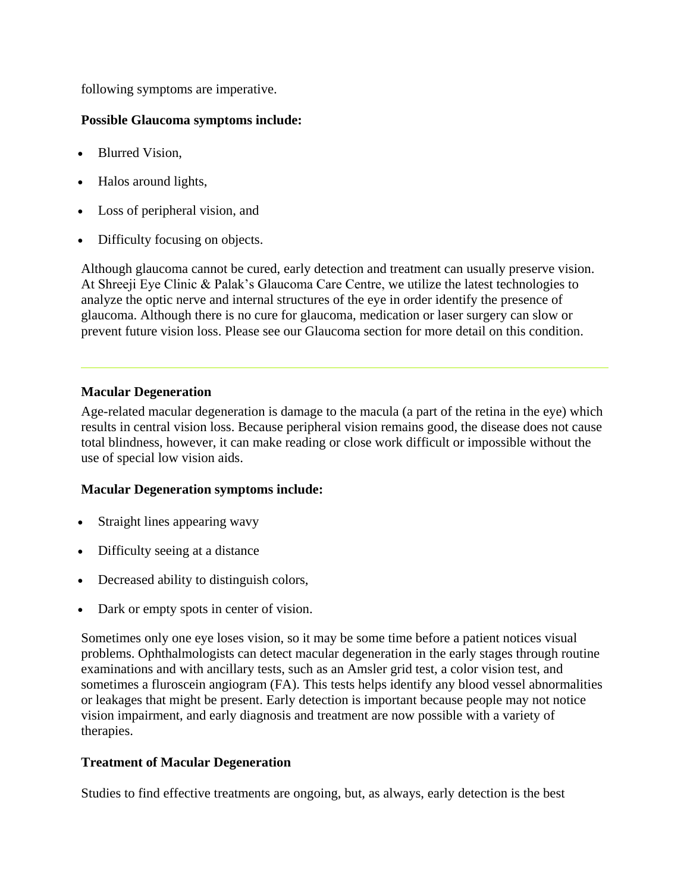following symptoms are imperative.

**Possible Glaucoma symptoms include:**

- Blurred Vision,
- Halos around lights,
- Loss of peripheral vision, and
- Difficulty focusing on objects.

Although glaucoma cannot be cured, early detection and treatment can usually preserve vision. At Shreeji Eye Clinic & Palak's Glaucoma Care Centre, we utilize the latest technologies to analyze the optic nerve and internal structures of the eye in order identify the presence of glaucoma. Although there is no cure for glaucoma, medication or laser surgery can slow or prevent future vision loss. Please see our Glaucoma section for more detail on this condition.

---

**Macular Degeneration**

Age-related macular degeneration is damage to the macula (a part of the retina in the eye) which results in central vision loss. Because peripheral vision remains good, the disease does not cause total blindness, however, it can make reading or close work difficult or impossible without the use of special low vision aids.

**Macular Degeneration symptoms include:**

- Straight lines appearing wavy
- Difficulty seeing at a distance
- Decreased ability to distinguish colors,
- Dark or empty spots in center of vision.

Sometimes only one eye loses vision, so it may be some time before a patient notices visual problems. Ophthalmologists can detect macular degeneration in the early stages through routine examinations and with ancillary tests, such as an Amsler grid test, a color vision test, and sometimes a fluroscein angiogram (FA). This tests helps identify any blood vessel abnormalities or leakages that might be present. Early detection is important because people may not notice vision impairment, and early diagnosis and treatment are now possible with a variety of therapies.

**Treatment of Macular Degeneration**

Studies to find effective treatments are ongoing, but, as always, early detection is the best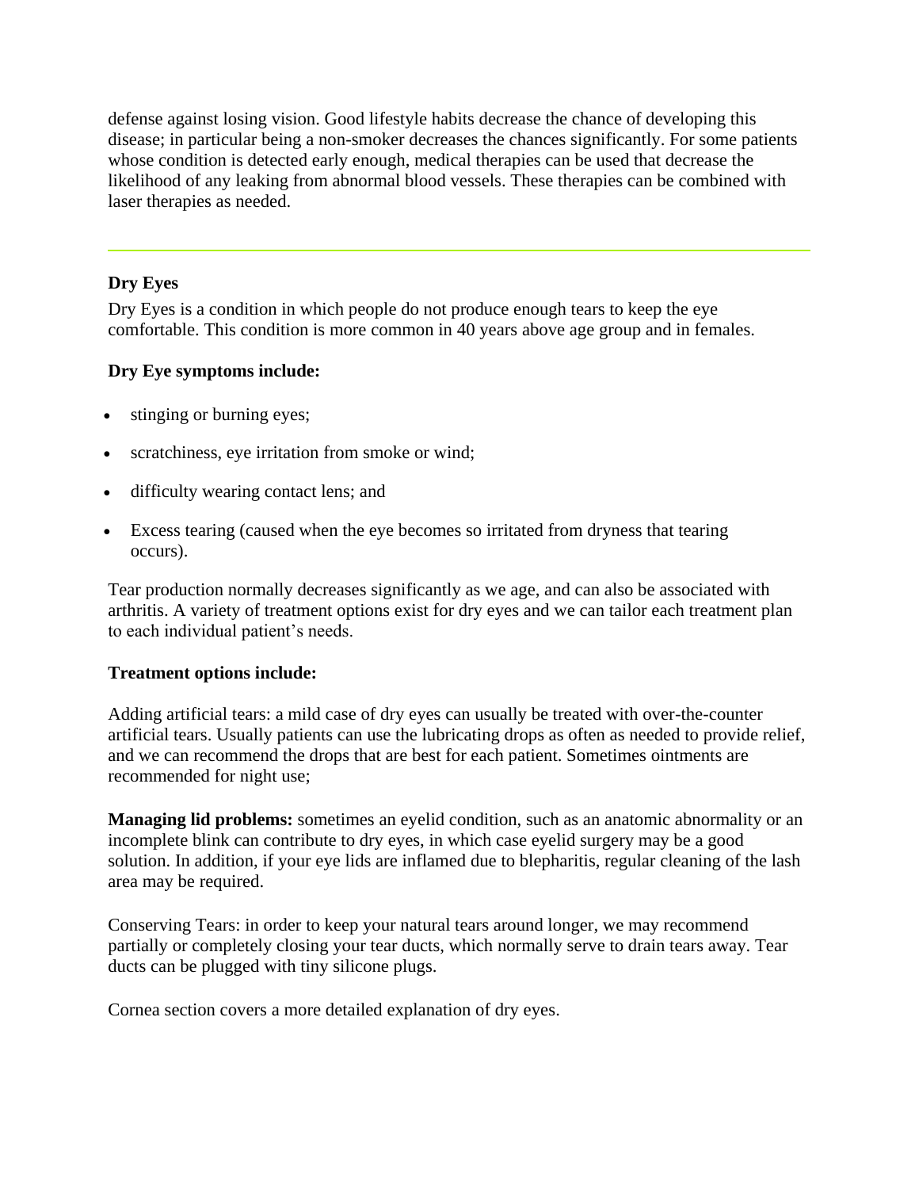defense against losing vision. Good lifestyle habits decrease the chance of developing this disease; in particular being a non-smoker decreases the chances significantly. For some patients whose condition is detected early enough, medical therapies can be used that decrease the likelihood of any leaking from abnormal blood vessels. These therapies can be combined with laser therapies as needed.

---

**Dry Eyes**

Dry Eyes is a condition in which people do not produce enough tears to keep the eye comfortable. This condition is more common in 40 years above age group and in females.

**Dry Eye symptoms include:**

- stinging or burning eyes;
- scratchiness, eye irritation from smoke or wind;
- difficulty wearing contact lens; and
- Excess tearing (caused when the eye becomes so irritated from dryness that tearing occurs).

Tear production normally decreases significantly as we age, and can also be associated with arthritis. A variety of treatment options exist for dry eyes and we can tailor each treatment plan to each individual patient's needs.

**Treatment options include:**

Adding artificial tears: a mild case of dry eyes can usually be treated with over-the-counter artificial tears. Usually patients can use the lubricating drops as often as needed to provide relief, and we can recommend the drops that are best for each patient. Sometimes ointments are recommended for night use;

**Managing lid problems:** sometimes an eyelid condition, such as an anatomic abnormality or an incomplete blink can contribute to dry eyes, in which case eyelid surgery may be a good solution. In addition, if your eye lids are inflamed due to blepharitis, regular cleaning of the lash area may be required.

Conserving Tears: in order to keep your natural tears around longer, we may recommend partially or completely closing your tear ducts, which normally serve to drain tears away. Tear ducts can be plugged with tiny silicone plugs.

Cornea section covers a more detailed explanation of dry eyes.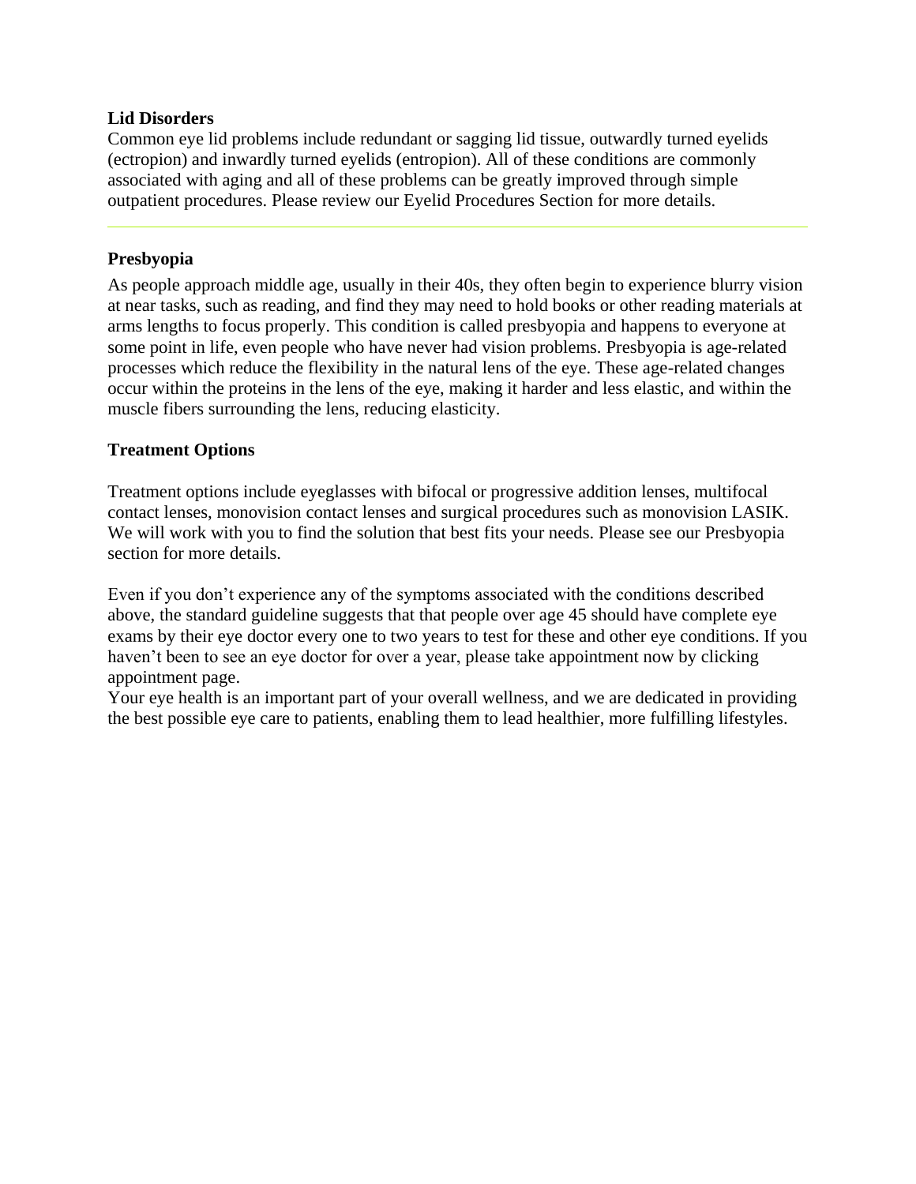**Lid Disorders**

Common eye lid problems include redundant or sagging lid tissue, outwardly turned eyelids (ectropion) and inwardly turned eyelids (entropion). All of these conditions are commonly associated with aging and all of these problems can be greatly improved through simple outpatient procedures. Please review our Eyelid Procedures Section for more details.

---

**Presbyopia**

As people approach middle age, usually in their 40s, they often begin to experience blurry vision at near tasks, such as reading, and find they may need to hold books or other reading materials at arms lengths to focus properly. This condition is called presbyopia and happens to everyone at some point in life, even people who have never had vision problems. Presbyopia is age-related processes which reduce the flexibility in the natural lens of the eye. These age-related changes occur within the proteins in the lens of the eye, making it harder and less elastic, and within the muscle fibers surrounding the lens, reducing elasticity.

**Treatment Options**

Treatment options include eyeglasses with bifocal or progressive addition lenses, multifocal contact lenses, monovision contact lenses and surgical procedures such as monovision LASIK. We will work with you to find the solution that best fits your needs. Please see our Presbyopia section for more details.

Even if you don't experience any of the symptoms associated with the conditions described above, the standard guideline suggests that that people over age 45 should have complete eye exams by their eye doctor every one to two years to test for these and other eye conditions. If you haven't been to see an eye doctor for over a year, please take appointment now by clicking appointment page.
Your eye health is an important part of your overall wellness, and we are dedicated in providing the best possible eye care to patients, enabling them to lead healthier, more fulfilling lifestyles.